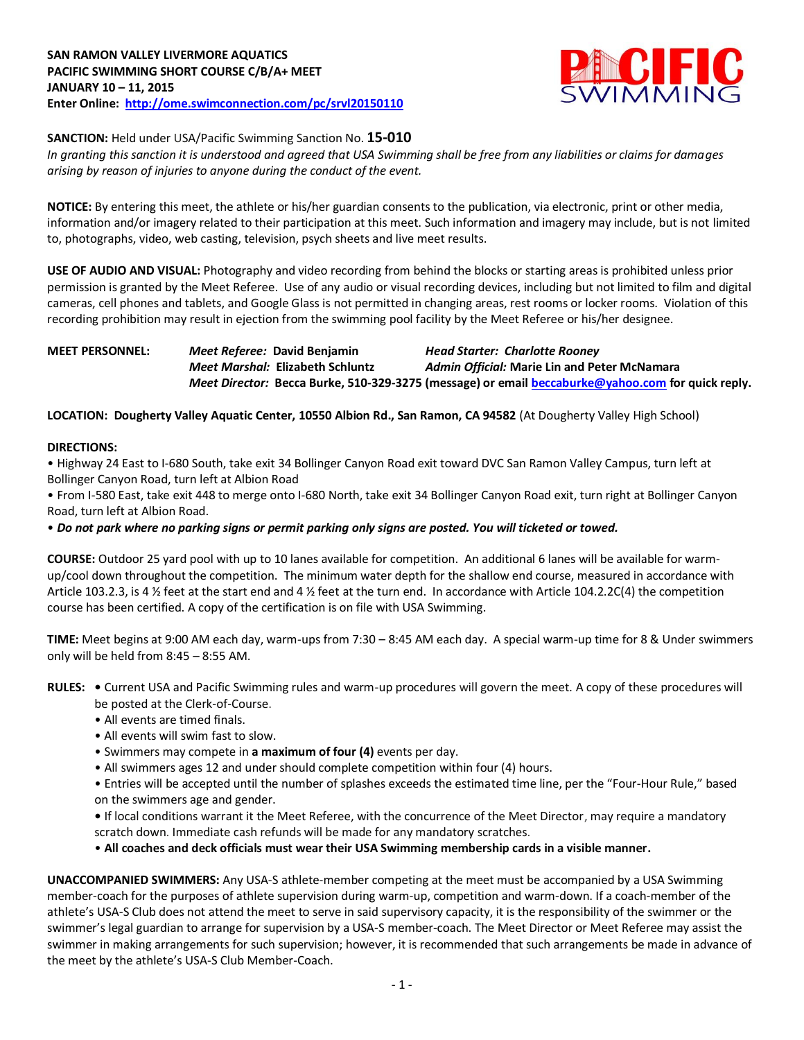**SAN RAMON VALLEY LIVERMORE AQUATICS**
**PACIFIC SWIMMING SHORT COURSE C/B/A+ MEET**
**JANUARY 10 – 11, 2015**
**Enter Online: [http://ome.swimconnection.com/pc/srvl20150110](http://ome.swimconnection.com/pc/srvl20150110)**

**SANCTION:** Held under USA/Pacific Swimming Sanction No. **15-010**
*In granting this sanction it is understood and agreed that USA Swimming shall be free from any liabilities or claims for damages arising by reason of injuries to anyone during the conduct of the event.*

**NOTICE:** By entering this meet, the athlete or his/her guardian consents to the publication, via electronic, print or other media, information and/or imagery related to their participation at this meet. Such information and imagery may include, but is not limited to, photographs, video, web casting, television, psych sheets and live meet results.

**USE OF AUDIO AND VISUAL:** Photography and video recording from behind the blocks or starting areas is prohibited unless prior permission is granted by the Meet Referee. Use of any audio or visual recording devices, including but not limited to film and digital cameras, cell phones and tablets, and Google Glass is not permitted in changing areas, rest rooms or locker rooms. Violation of this recording prohibition may result in ejection from the swimming pool facility by the Meet Referee or his/her designee.

**MEET PERSONNEL:**
*Meet Referee:* **David Benjamin** — *Head Starter: Charlotte Rooney*
*Meet Marshal:* **Elizabeth Schluntz** — *Admin Official:* **Marie Lin and Peter McNamara**
*Meet Director:* **Becca Burke, 510-329-3275 (message) or email [beccaburke@yahoo.com](mailto:beccaburke@yahoo.com) for quick reply.**

**LOCATION: Dougherty Valley Aquatic Center, 10550 Albion Rd., San Ramon, CA 94582** (At Dougherty Valley High School)

**DIRECTIONS:**

- Highway 24 East to I-680 South, take exit 34 Bollinger Canyon Road exit toward DVC San Ramon Valley Campus, turn left at Bollinger Canyon Road, turn left at Albion Road
- From I-580 East, take exit 448 to merge onto I-680 North, take exit 34 Bollinger Canyon Road exit, turn right at Bollinger Canyon Road, turn left at Albion Road.
- ***Do not park where no parking signs or permit parking only signs are posted. You will ticketed or towed.***

**COURSE:** Outdoor 25 yard pool with up to 10 lanes available for competition. An additional 6 lanes will be available for warm-up/cool down throughout the competition. The minimum water depth for the shallow end course, measured in accordance with Article 103.2.3, is 4 ½ feet at the start end and 4 ½ feet at the turn end. In accordance with Article 104.2.2C(4) the competition course has been certified. A copy of the certification is on file with USA Swimming.

**TIME:** Meet begins at 9:00 AM each day, warm-ups from 7:30 – 8:45 AM each day. A special warm-up time for 8 & Under swimmers only will be held from 8:45 – 8:55 AM.

**RULES:**

- Current USA and Pacific Swimming rules and warm-up procedures will govern the meet. A copy of these procedures will be posted at the Clerk-of-Course.
- All events are timed finals.
- All events will swim fast to slow.
- Swimmers may compete in **a maximum of four (4)** events per day.
- All swimmers ages 12 and under should complete competition within four (4) hours.
- Entries will be accepted until the number of splashes exceeds the estimated time line, per the "Four-Hour Rule," based on the swimmers age and gender.
- If local conditions warrant it the Meet Referee, with the concurrence of the Meet Director, may require a mandatory scratch down. Immediate cash refunds will be made for any mandatory scratches.
- **All coaches and deck officials must wear their USA Swimming membership cards in a visible manner.**

**UNACCOMPANIED SWIMMERS:** Any USA-S athlete-member competing at the meet must be accompanied by a USA Swimming member-coach for the purposes of athlete supervision during warm-up, competition and warm-down. If a coach-member of the athlete's USA-S Club does not attend the meet to serve in said supervisory capacity, it is the responsibility of the swimmer or the swimmer's legal guardian to arrange for supervision by a USA-S member-coach. The Meet Director or Meet Referee may assist the swimmer in making arrangements for such supervision; however, it is recommended that such arrangements be made in advance of the meet by the athlete's USA-S Club Member-Coach.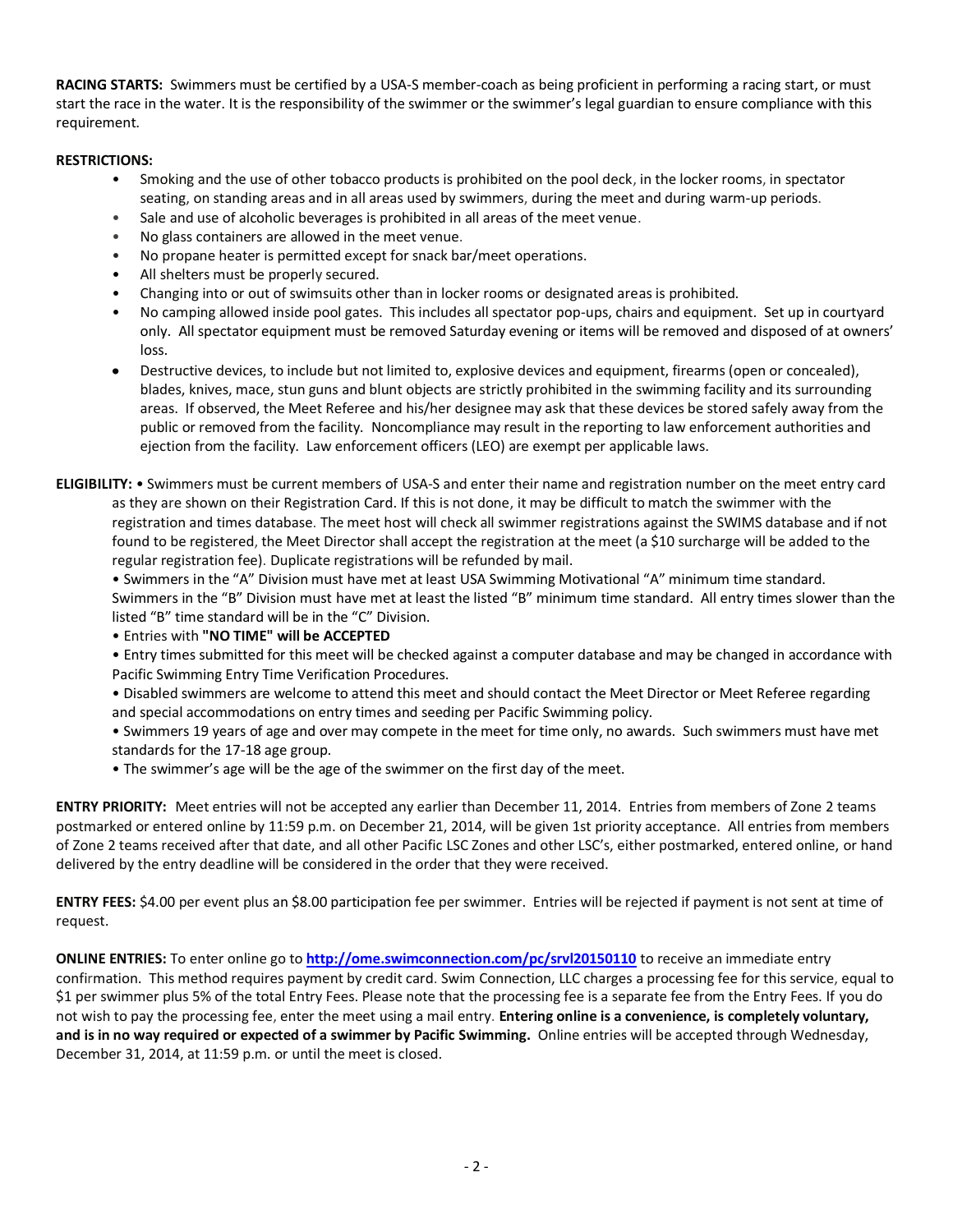**RACING STARTS:** Swimmers must be certified by a USA-S member-coach as being proficient in performing a racing start, or must start the race in the water. It is the responsibility of the swimmer or the swimmer's legal guardian to ensure compliance with this requirement.

**RESTRICTIONS:**

- Smoking and the use of other tobacco products is prohibited on the pool deck, in the locker rooms, in spectator seating, on standing areas and in all areas used by swimmers, during the meet and during warm-up periods.
- Sale and use of alcoholic beverages is prohibited in all areas of the meet venue.
- No glass containers are allowed in the meet venue.
- No propane heater is permitted except for snack bar/meet operations.
- All shelters must be properly secured.
- Changing into or out of swimsuits other than in locker rooms or designated areas is prohibited.
- No camping allowed inside pool gates. This includes all spectator pop-ups, chairs and equipment. Set up in courtyard only. All spectator equipment must be removed Saturday evening or items will be removed and disposed of at owners' loss.
- Destructive devices, to include but not limited to, explosive devices and equipment, firearms (open or concealed), blades, knives, mace, stun guns and blunt objects are strictly prohibited in the swimming facility and its surrounding areas. If observed, the Meet Referee and his/her designee may ask that these devices be stored safely away from the public or removed from the facility. Noncompliance may result in the reporting to law enforcement authorities and ejection from the facility. Law enforcement officers (LEO) are exempt per applicable laws.

**ELIGIBILITY:** • Swimmers must be current members of USA-S and enter their name and registration number on the meet entry card as they are shown on their Registration Card. If this is not done, it may be difficult to match the swimmer with the registration and times database. The meet host will check all swimmer registrations against the SWIMS database and if not found to be registered, the Meet Director shall accept the registration at the meet (a $10 surcharge will be added to the regular registration fee). Duplicate registrations will be refunded by mail.

• Swimmers in the "A" Division must have met at least USA Swimming Motivational "A" minimum time standard. Swimmers in the "B" Division must have met at least the listed "B" minimum time standard. All entry times slower than the listed "B" time standard will be in the "C" Division.

• Entries with **"NO TIME" will be ACCEPTED**

• Entry times submitted for this meet will be checked against a computer database and may be changed in accordance with Pacific Swimming Entry Time Verification Procedures.

• Disabled swimmers are welcome to attend this meet and should contact the Meet Director or Meet Referee regarding and special accommodations on entry times and seeding per Pacific Swimming policy.

• Swimmers 19 years of age and over may compete in the meet for time only, no awards. Such swimmers must have met standards for the 17-18 age group.

• The swimmer's age will be the age of the swimmer on the first day of the meet.

**ENTRY PRIORITY:** Meet entries will not be accepted any earlier than December 11, 2014. Entries from members of Zone 2 teams postmarked or entered online by 11:59 p.m. on December 21, 2014, will be given 1st priority acceptance. All entries from members of Zone 2 teams received after that date, and all other Pacific LSC Zones and other LSC's, either postmarked, entered online, or hand delivered by the entry deadline will be considered in the order that they were received.

**ENTRY FEES:** $4.00 per event plus an $8.00 participation fee per swimmer. Entries will be rejected if payment is not sent at time of request.

**ONLINE ENTRIES:** To enter online go to **http://ome.swimconnection.com/pc/srvl20150110** to receive an immediate entry confirmation. This method requires payment by credit card. Swim Connection, LLC charges a processing fee for this service, equal to $1 per swimmer plus 5% of the total Entry Fees. Please note that the processing fee is a separate fee from the Entry Fees. If you do not wish to pay the processing fee, enter the meet using a mail entry. **Entering online is a convenience, is completely voluntary, and is in no way required or expected of a swimmer by Pacific Swimming.** Online entries will be accepted through Wednesday, December 31, 2014, at 11:59 p.m. or until the meet is closed.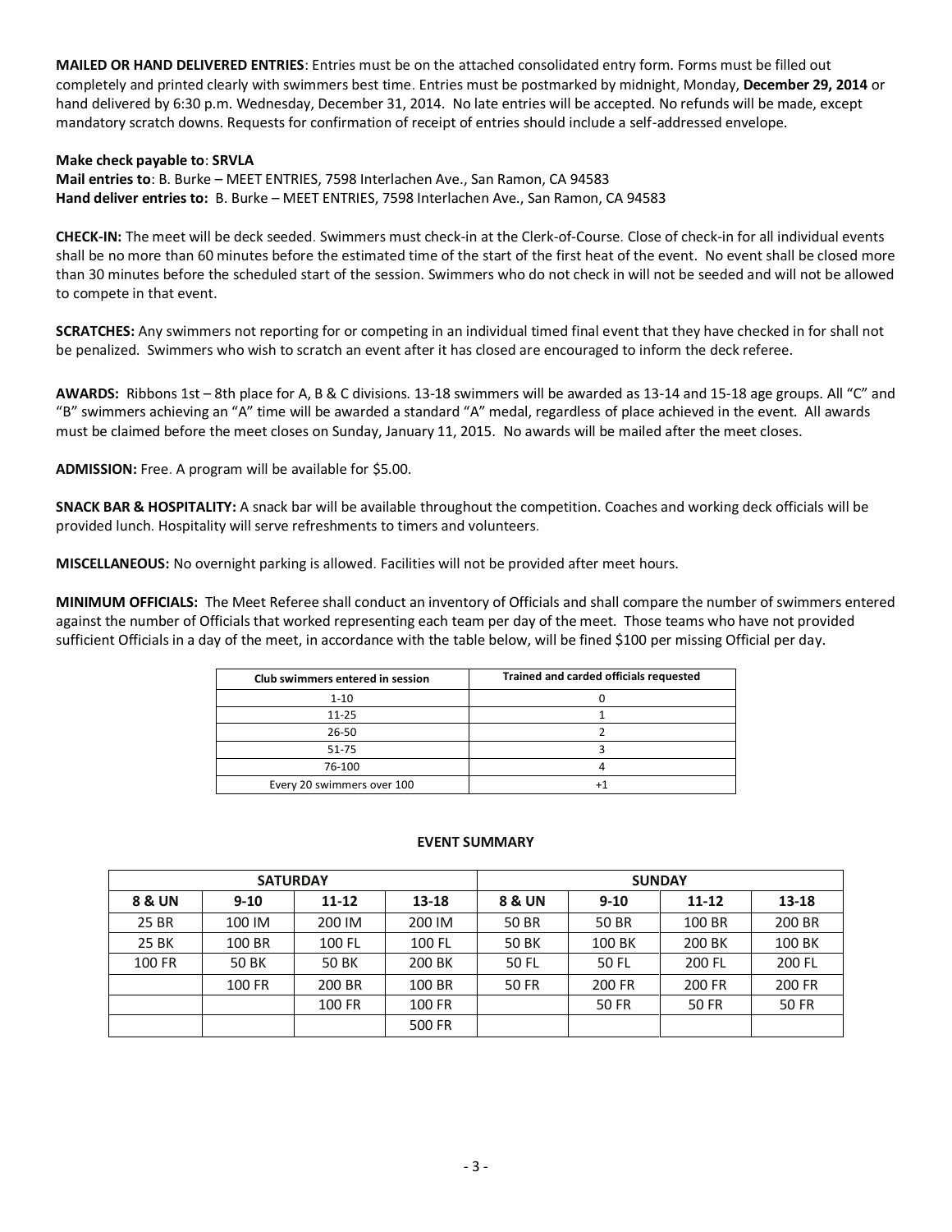**MAILED OR HAND DELIVERED ENTRIES**: Entries must be on the attached consolidated entry form. Forms must be filled out completely and printed clearly with swimmers best time. Entries must be postmarked by midnight, Monday, **December 29, 2014** or hand delivered by 6:30 p.m. Wednesday, December 31, 2014. No late entries will be accepted. No refunds will be made, except mandatory scratch downs. Requests for confirmation of receipt of entries should include a self-addressed envelope.

**Make check payable to**: **SRVLA**
**Mail entries to**: B. Burke – MEET ENTRIES, 7598 Interlachen Ave., San Ramon, CA 94583
**Hand deliver entries to:** B. Burke – MEET ENTRIES, 7598 Interlachen Ave., San Ramon, CA 94583

**CHECK-IN:** The meet will be deck seeded. Swimmers must check-in at the Clerk-of-Course. Close of check-in for all individual events shall be no more than 60 minutes before the estimated time of the start of the first heat of the event. No event shall be closed more than 30 minutes before the scheduled start of the session. Swimmers who do not check in will not be seeded and will not be allowed to compete in that event.

**SCRATCHES:** Any swimmers not reporting for or competing in an individual timed final event that they have checked in for shall not be penalized. Swimmers who wish to scratch an event after it has closed are encouraged to inform the deck referee.

**AWARDS:** Ribbons 1st – 8th place for A, B & C divisions. 13-18 swimmers will be awarded as 13-14 and 15-18 age groups. All "C" and "B" swimmers achieving an "A" time will be awarded a standard "A" medal, regardless of place achieved in the event. All awards must be claimed before the meet closes on Sunday, January 11, 2015. No awards will be mailed after the meet closes.

**ADMISSION:** Free. A program will be available for $5.00.

**SNACK BAR & HOSPITALITY:** A snack bar will be available throughout the competition. Coaches and working deck officials will be provided lunch. Hospitality will serve refreshments to timers and volunteers.

**MISCELLANEOUS:** No overnight parking is allowed. Facilities will not be provided after meet hours.

**MINIMUM OFFICIALS:** The Meet Referee shall conduct an inventory of Officials and shall compare the number of swimmers entered against the number of Officials that worked representing each team per day of the meet. Those teams who have not provided sufficient Officials in a day of the meet, in accordance with the table below, will be fined $100 per missing Official per day.

| Club swimmers entered in session | Trained and carded officials requested |
|---|---|
| 1-10 | 0 |
| 11-25 | 1 |
| 26-50 | 2 |
| 51-75 | 3 |
| 76-100 | 4 |
| Every 20 swimmers over 100 | +1 |

**EVENT SUMMARY**

| SATURDAY | | | | SUNDAY | | | |
|---|---|---|---|---|---|---|---|
| **8 & UN** | **9-10** | **11-12** | **13-18** | **8 & UN** | **9-10** | **11-12** | **13-18** |
| 25 BR | 100 IM | 200 IM | 200 IM | 50 BR | 50 BR | 100 BR | 200 BR |
| 25 BK | 100 BR | 100 FL | 100 FL | 50 BK | 100 BK | 200 BK | 100 BK |
| 100 FR | 50 BK | 50 BK | 200 BK | 50 FL | 50 FL | 200 FL | 200 FL |
| | 100 FR | 200 BR | 100 BR | 50 FR | 200 FR | 200 FR | 200 FR |
| | | 100 FR | 100 FR | | 50 FR | 50 FR | 50 FR |
| | | | 500 FR | | | | |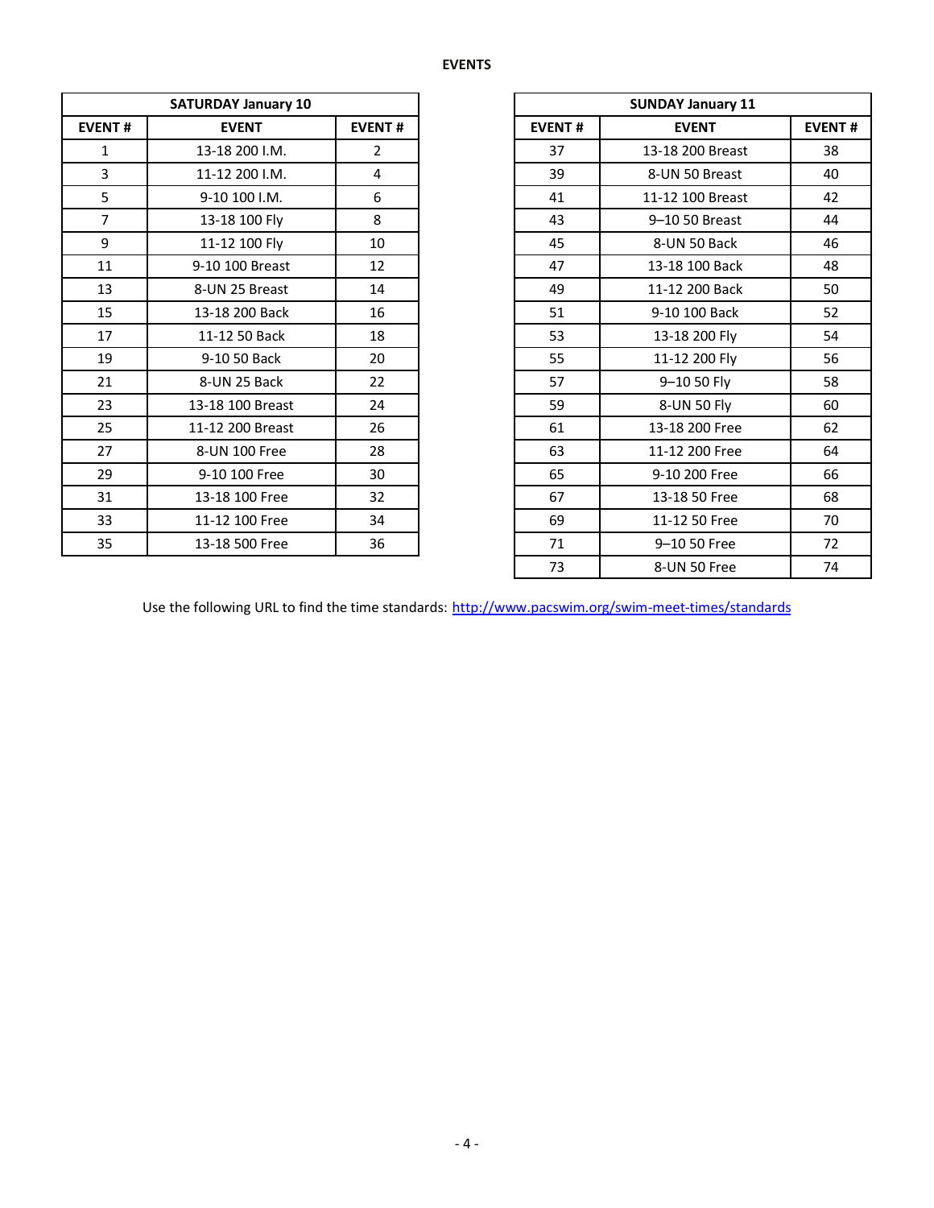## EVENTS

| SATURDAY January 10 | | |
|---|---|---|
| EVENT # | EVENT | EVENT # |
| 1 | 13-18 200 I.M. | 2 |
| 3 | 11-12 200 I.M. | 4 |
| 5 | 9-10 100 I.M. | 6 |
| 7 | 13-18 100 Fly | 8 |
| 9 | 11-12 100 Fly | 10 |
| 11 | 9-10 100 Breast | 12 |
| 13 | 8-UN 25 Breast | 14 |
| 15 | 13-18 200 Back | 16 |
| 17 | 11-12 50 Back | 18 |
| 19 | 9-10 50 Back | 20 |
| 21 | 8-UN 25 Back | 22 |
| 23 | 13-18 100 Breast | 24 |
| 25 | 11-12 200 Breast | 26 |
| 27 | 8-UN 100 Free | 28 |
| 29 | 9-10 100 Free | 30 |
| 31 | 13-18 100 Free | 32 |
| 33 | 11-12 100 Free | 34 |
| 35 | 13-18 500 Free | 36 |

| SUNDAY January 11 | | |
|---|---|---|
| EVENT # | EVENT | EVENT # |
| 37 | 13-18 200 Breast | 38 |
| 39 | 8-UN 50 Breast | 40 |
| 41 | 11-12 100 Breast | 42 |
| 43 | 9–10 50 Breast | 44 |
| 45 | 8-UN 50 Back | 46 |
| 47 | 13-18 100 Back | 48 |
| 49 | 11-12 200 Back | 50 |
| 51 | 9-10 100 Back | 52 |
| 53 | 13-18 200 Fly | 54 |
| 55 | 11-12 200 Fly | 56 |
| 57 | 9–10 50 Fly | 58 |
| 59 | 8-UN 50 Fly | 60 |
| 61 | 13-18 200 Free | 62 |
| 63 | 11-12 200 Free | 64 |
| 65 | 9-10 200 Free | 66 |
| 67 | 13-18 50 Free | 68 |
| 69 | 11-12 50 Free | 70 |
| 71 | 9–10 50 Free | 72 |
| 73 | 8-UN 50 Free | 74 |

Use the following URL to find the time standards: http://www.pacswim.org/swim-meet-times/standards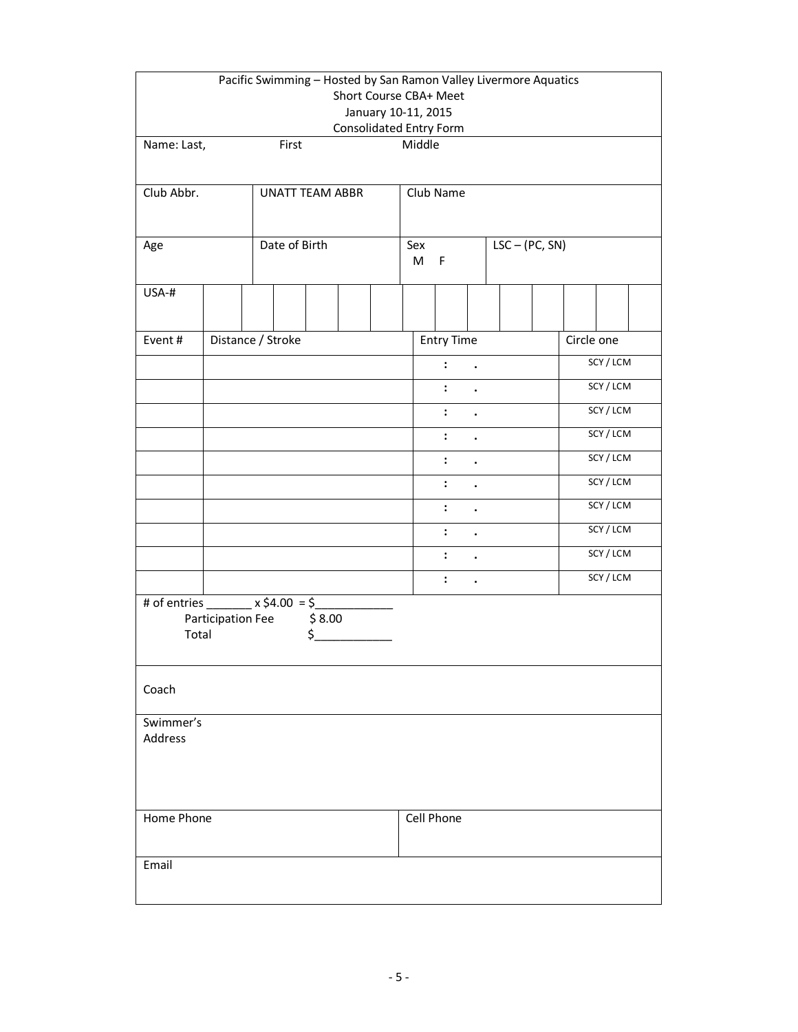Pacific Swimming – Hosted by San Ramon Valley Livermore Aquatics
Short Course CBA+ Meet
January 10-11, 2015
Consolidated Entry Form

| | | | |
|---|---|---|---|
| Name: Last, First Middle | | | |
| Club Abbr. | UNATT TEAM ABBR | Club Name | |
| Age | Date of Birth | Sex M F | LSC – (PC, SN) |
| USA-# | | | |

| Event # | Distance / Stroke | Entry Time | Circle one |
|---|---|---|---|
| | | : . | SCY / LCM |
| | | : . | SCY / LCM |
| | | : . | SCY / LCM |
| | | : . | SCY / LCM |
| | | : . | SCY / LCM |
| | | : . | SCY / LCM |
| | | : . | SCY / LCM |
| | | : . | SCY / LCM |
| | | : . | SCY / LCM |
| | | : . | SCY / LCM |

# of entries _______ x $4.00 = $____________
Participation Fee $ 8.00
Total $____________

| | |
|---|---|
| Coach | |
| Swimmer's Address | |
| Home Phone | Cell Phone |
| Email | |